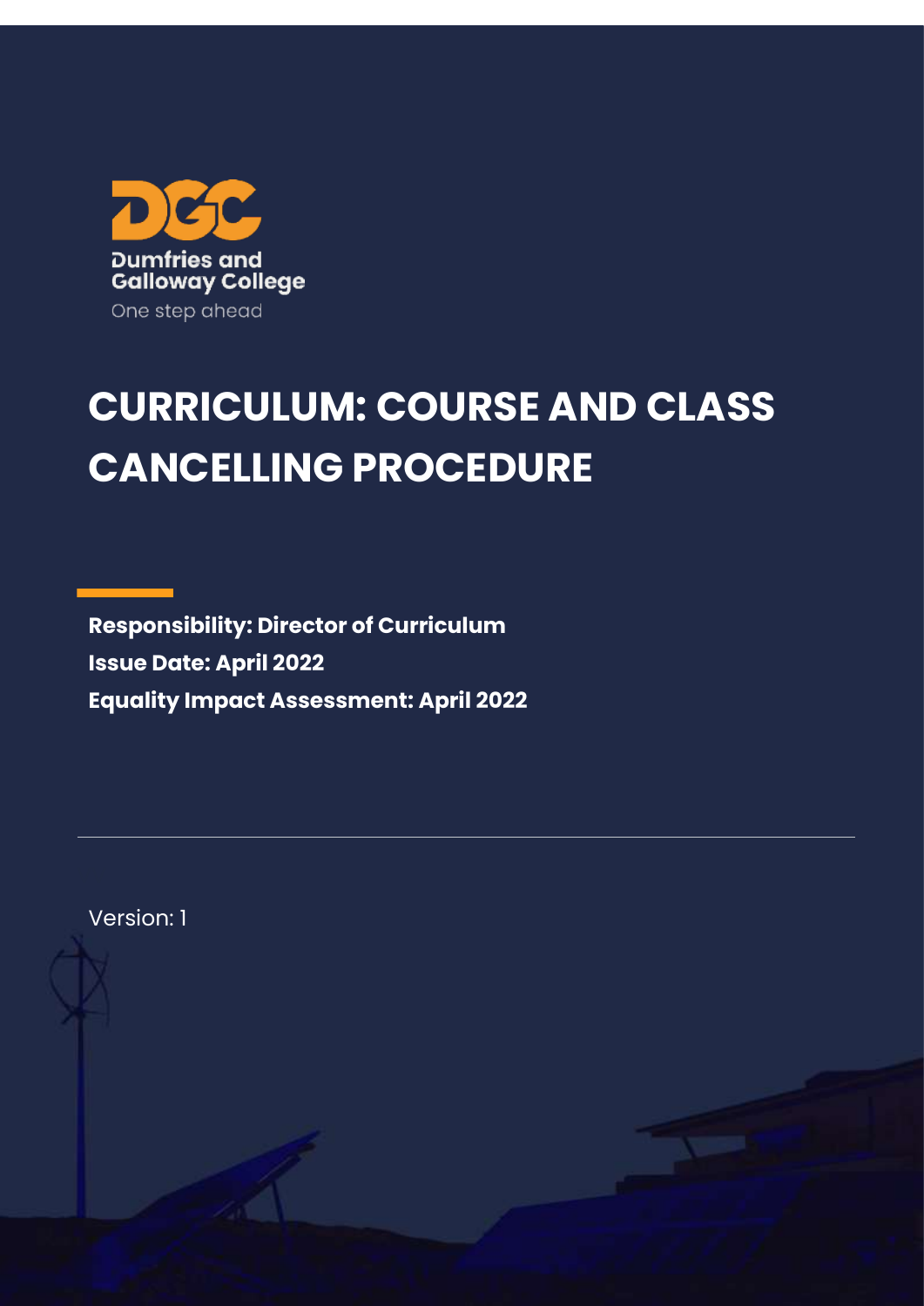Dumfries and Galloway College

One step ahead

# CURRICULUM: COURSE AND CLASS CANCELLING PROCEDURE

**Responsibility: Director of Curriculum**

**Issue Date: April 2022**

**Equality Impact Assessment: April 2022**

---

Version: 1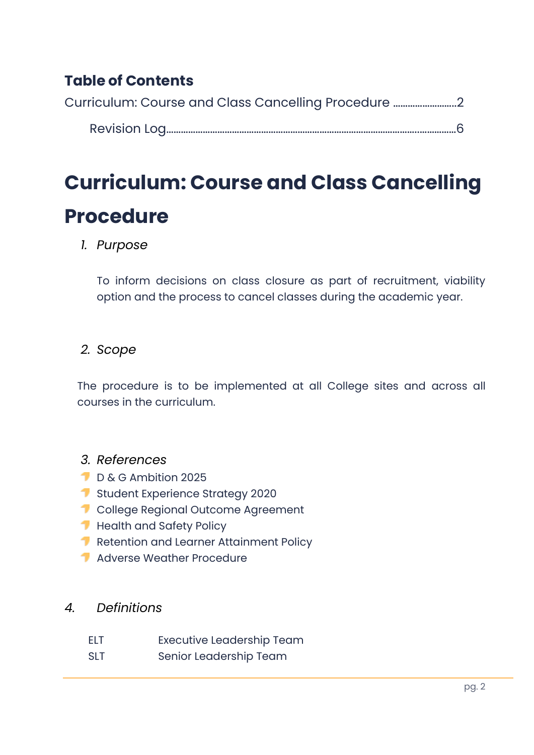## Table of Contents

Curriculum: Course and Class Cancelling Procedure ........................2

Revision Log........................................................................................................6

# Curriculum: Course and Class Cancelling Procedure

1. *Purpose*

To inform decisions on class closure as part of recruitment, viability option and the process to cancel classes during the academic year.

2. *Scope*

The procedure is to be implemented at all College sites and across all courses in the curriculum.

3. *References*

- D & G Ambition 2025
- Student Experience Strategy 2020
- College Regional Outcome Agreement
- Health and Safety Policy
- Retention and Learner Attainment Policy
- Adverse Weather Procedure

4. *Definitions*

| | |
|---|---|
| ELT | Executive Leadership Team |
| SLT | Senior Leadership Team |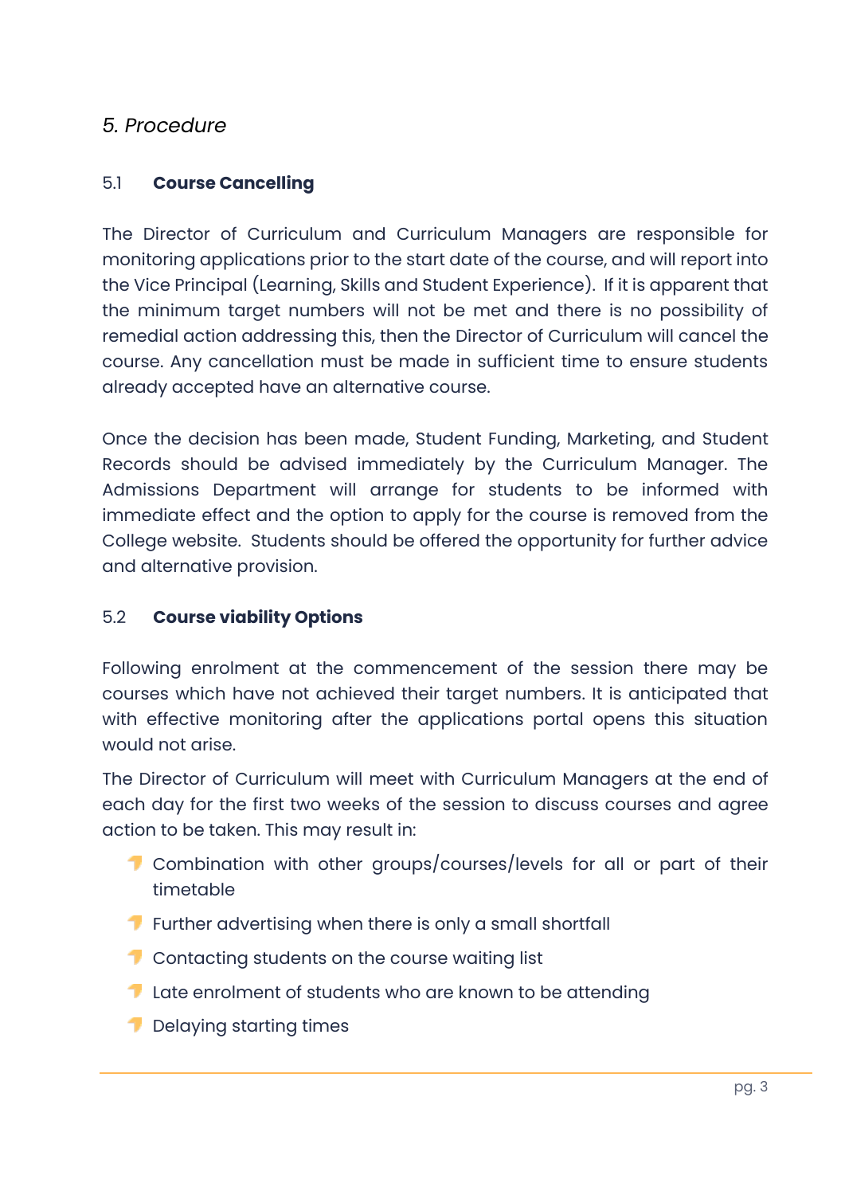## *5. Procedure*

### 5.1 **Course Cancelling**

The Director of Curriculum and Curriculum Managers are responsible for monitoring applications prior to the start date of the course, and will report into the Vice Principal (Learning, Skills and Student Experience). If it is apparent that the minimum target numbers will not be met and there is no possibility of remedial action addressing this, then the Director of Curriculum will cancel the course. Any cancellation must be made in sufficient time to ensure students already accepted have an alternative course.

Once the decision has been made, Student Funding, Marketing, and Student Records should be advised immediately by the Curriculum Manager. The Admissions Department will arrange for students to be informed with immediate effect and the option to apply for the course is removed from the College website. Students should be offered the opportunity for further advice and alternative provision.

### 5.2 **Course viability Options**

Following enrolment at the commencement of the session there may be courses which have not achieved their target numbers. It is anticipated that with effective monitoring after the applications portal opens this situation would not arise.

The Director of Curriculum will meet with Curriculum Managers at the end of each day for the first two weeks of the session to discuss courses and agree action to be taken. This may result in:

- Combination with other groups/courses/levels for all or part of their timetable
- Further advertising when there is only a small shortfall
- Contacting students on the course waiting list
- Late enrolment of students who are known to be attending
- Delaying starting times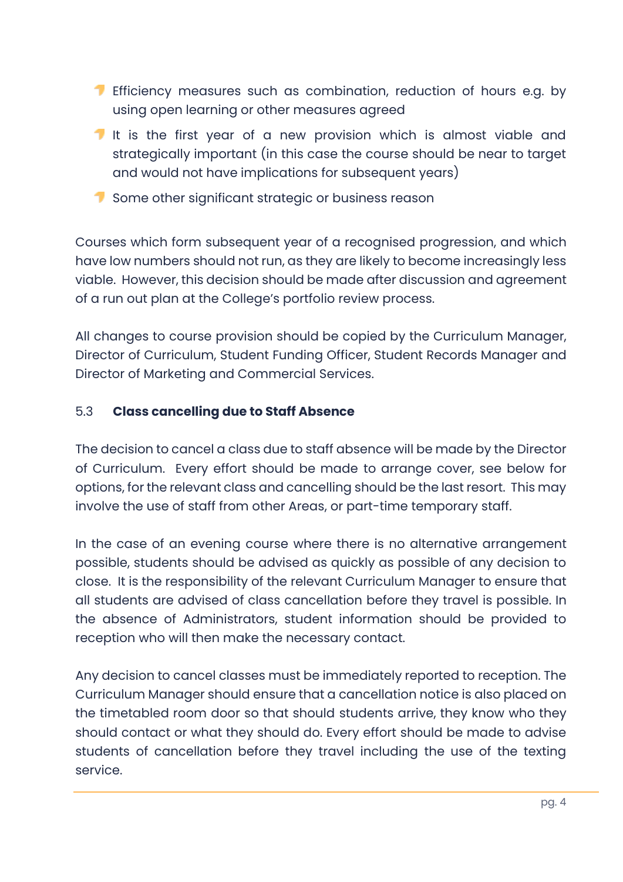- Efficiency measures such as combination, reduction of hours e.g. by using open learning or other measures agreed
- It is the first year of a new provision which is almost viable and strategically important (in this case the course should be near to target and would not have implications for subsequent years)
- Some other significant strategic or business reason

Courses which form subsequent year of a recognised progression, and which have low numbers should not run, as they are likely to become increasingly less viable. However, this decision should be made after discussion and agreement of a run out plan at the College's portfolio review process.

All changes to course provision should be copied by the Curriculum Manager, Director of Curriculum, Student Funding Officer, Student Records Manager and Director of Marketing and Commercial Services.

### 5.3 **Class cancelling due to Staff Absence**

The decision to cancel a class due to staff absence will be made by the Director of Curriculum. Every effort should be made to arrange cover, see below for options, for the relevant class and cancelling should be the last resort. This may involve the use of staff from other Areas, or part-time temporary staff.

In the case of an evening course where there is no alternative arrangement possible, students should be advised as quickly as possible of any decision to close. It is the responsibility of the relevant Curriculum Manager to ensure that all students are advised of class cancellation before they travel is possible. In the absence of Administrators, student information should be provided to reception who will then make the necessary contact.

Any decision to cancel classes must be immediately reported to reception. The Curriculum Manager should ensure that a cancellation notice is also placed on the timetabled room door so that should students arrive, they know who they should contact or what they should do. Every effort should be made to advise students of cancellation before they travel including the use of the texting service.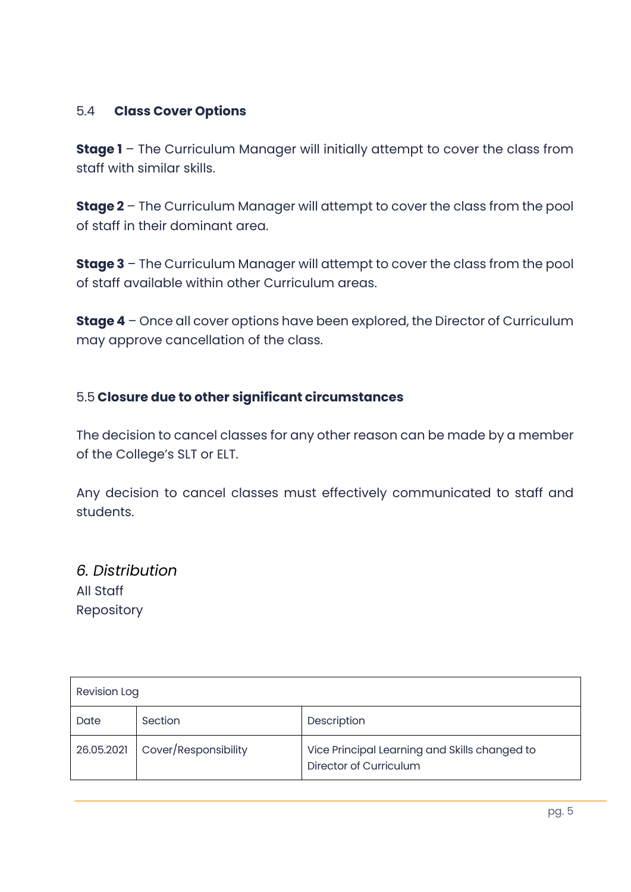### 5.4 **Class Cover Options**

**Stage 1** – The Curriculum Manager will initially attempt to cover the class from staff with similar skills.

**Stage 2** – The Curriculum Manager will attempt to cover the class from the pool of staff in their dominant area.

**Stage 3** – The Curriculum Manager will attempt to cover the class from the pool of staff available within other Curriculum areas.

**Stage 4** – Once all cover options have been explored, the Director of Curriculum may approve cancellation of the class.

### 5.5 **Closure due to other significant circumstances**

The decision to cancel classes for any other reason can be made by a member of the College's SLT or ELT.

Any decision to cancel classes must effectively communicated to staff and students.

## *6. Distribution*

All Staff
Repository

| Revision Log | | |
|---|---|---|
| Date | Section | Description |
| 26.05.2021 | Cover/Responsibility | Vice Principal Learning and Skills changed to Director of Curriculum |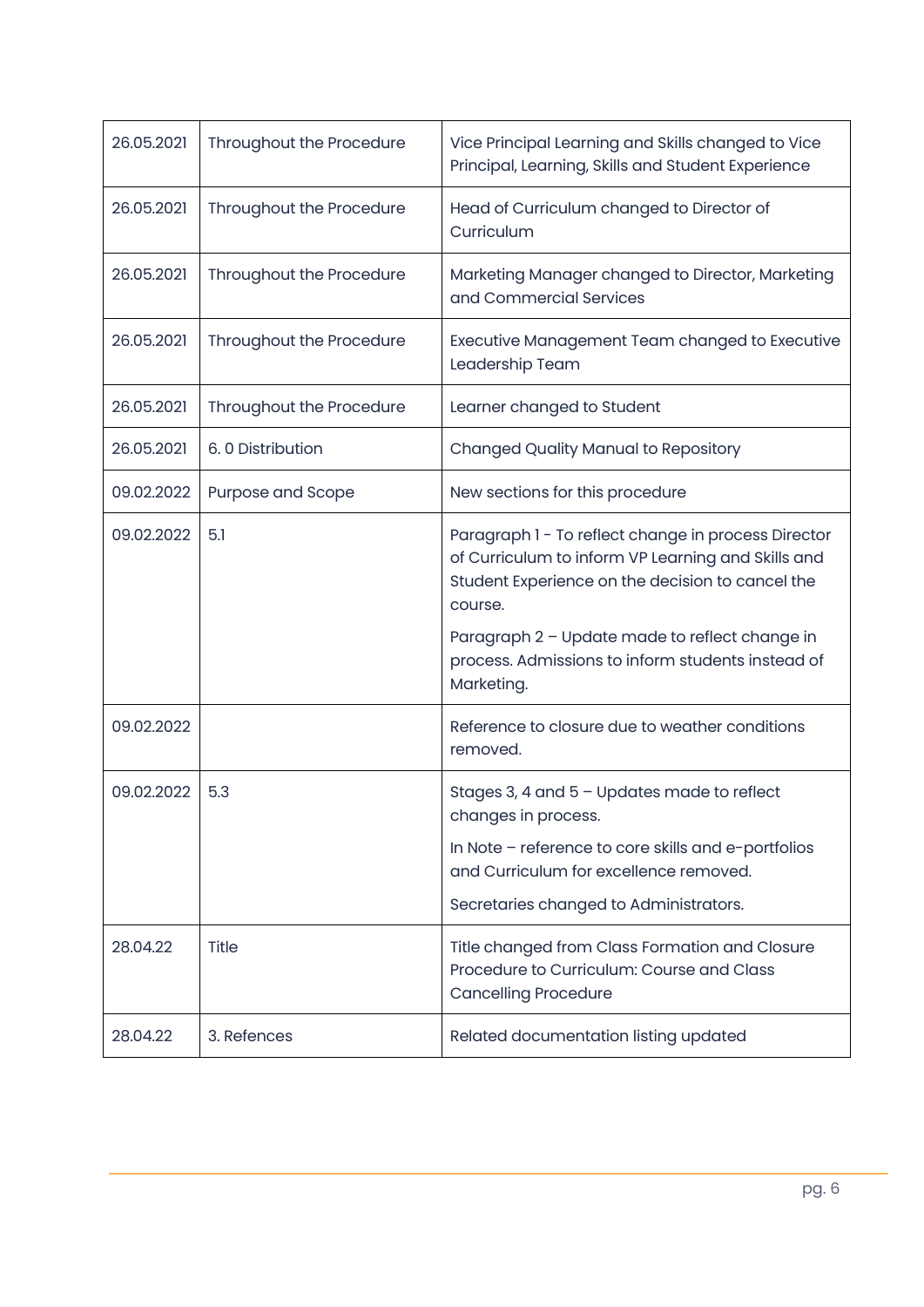| 26.05.2021 | Throughout the Procedure | Vice Principal Learning and Skills changed to Vice Principal, Learning, Skills and Student Experience |
|---|---|---|
| 26.05.2021 | Throughout the Procedure | Head of Curriculum changed to Director of Curriculum |
| 26.05.2021 | Throughout the Procedure | Marketing Manager changed to Director, Marketing and Commercial Services |
| 26.05.2021 | Throughout the Procedure | Executive Management Team changed to Executive Leadership Team |
| 26.05.2021 | Throughout the Procedure | Learner changed to Student |
| 26.05.2021 | 6. 0 Distribution | Changed Quality Manual to Repository |
| 09.02.2022 | Purpose and Scope | New sections for this procedure |
| 09.02.2022 | 5.1 | Paragraph 1 - To reflect change in process Director of Curriculum to inform VP Learning and Skills and Student Experience on the decision to cancel the course.<br><br>Paragraph 2 – Update made to reflect change in process. Admissions to inform students instead of Marketing. |
| 09.02.2022 | | Reference to closure due to weather conditions removed. |
| 09.02.2022 | 5.3 | Stages 3, 4 and 5 – Updates made to reflect changes in process.<br><br>In Note – reference to core skills and e-portfolios and Curriculum for excellence removed.<br><br>Secretaries changed to Administrators. |
| 28.04.22 | Title | Title changed from Class Formation and Closure Procedure to Curriculum: Course and Class Cancelling Procedure |
| 28.04.22 | 3. Refences | Related documentation listing updated |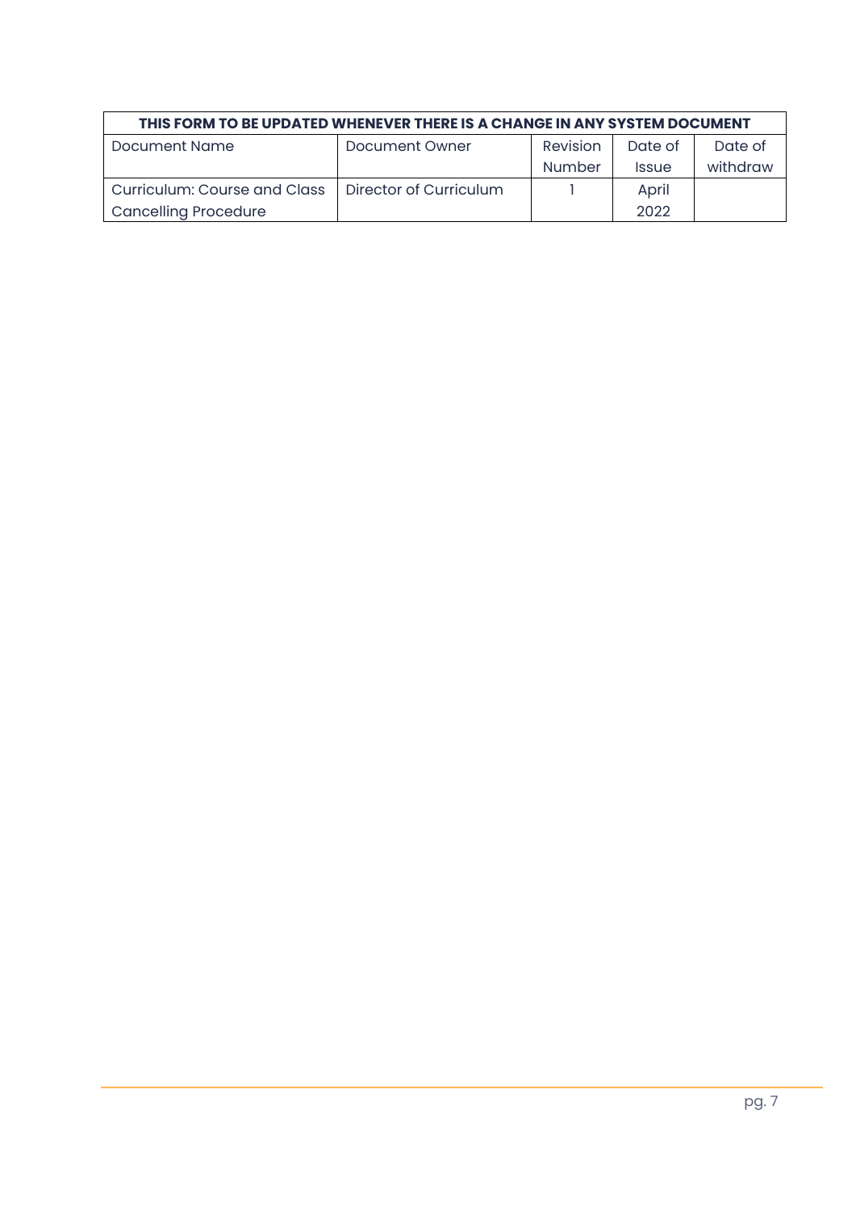| THIS FORM TO BE UPDATED WHENEVER THERE IS A CHANGE IN ANY SYSTEM DOCUMENT | | | | |
|---|---|---|---|---|
| Document Name | Document Owner | Revision Number | Date of Issue | Date of withdraw |
| Curriculum: Course and Class Cancelling Procedure | Director of Curriculum | 1 | April 2022 | |